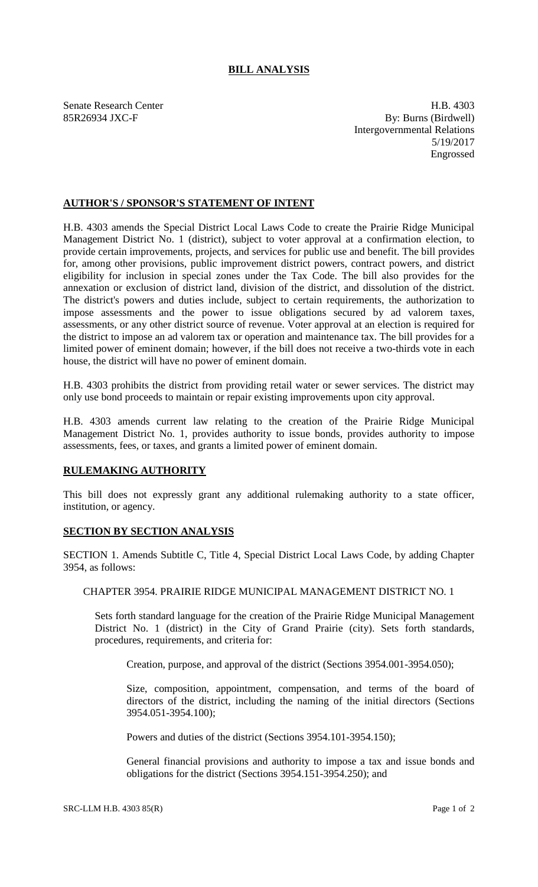# BILL ANALYSIS

Senate Research Center
85R26934 JXC-F

H.B. 4303
By: Burns (Birdwell)
Intergovernmental Relations
5/19/2017
Engrossed

## AUTHOR'S / SPONSOR'S STATEMENT OF INTENT

H.B. 4303 amends the Special District Local Laws Code to create the Prairie Ridge Municipal Management District No. 1 (district), subject to voter approval at a confirmation election, to provide certain improvements, projects, and services for public use and benefit. The bill provides for, among other provisions, public improvement district powers, contract powers, and district eligibility for inclusion in special zones under the Tax Code. The bill also provides for the annexation or exclusion of district land, division of the district, and dissolution of the district. The district's powers and duties include, subject to certain requirements, the authorization to impose assessments and the power to issue obligations secured by ad valorem taxes, assessments, or any other district source of revenue. Voter approval at an election is required for the district to impose an ad valorem tax or operation and maintenance tax. The bill provides for a limited power of eminent domain; however, if the bill does not receive a two-thirds vote in each house, the district will have no power of eminent domain.

H.B. 4303 prohibits the district from providing retail water or sewer services. The district may only use bond proceeds to maintain or repair existing improvements upon city approval.

H.B. 4303 amends current law relating to the creation of the Prairie Ridge Municipal Management District No. 1, provides authority to issue bonds, provides authority to impose assessments, fees, or taxes, and grants a limited power of eminent domain.

## RULEMAKING AUTHORITY

This bill does not expressly grant any additional rulemaking authority to a state officer, institution, or agency.

## SECTION BY SECTION ANALYSIS

SECTION 1. Amends Subtitle C, Title 4, Special District Local Laws Code, by adding Chapter 3954, as follows:

CHAPTER 3954. PRAIRIE RIDGE MUNICIPAL MANAGEMENT DISTRICT NO. 1

Sets forth standard language for the creation of the Prairie Ridge Municipal Management District No. 1 (district) in the City of Grand Prairie (city). Sets forth standards, procedures, requirements, and criteria for:

Creation, purpose, and approval of the district (Sections 3954.001-3954.050);

Size, composition, appointment, compensation, and terms of the board of directors of the district, including the naming of the initial directors (Sections 3954.051-3954.100);

Powers and duties of the district (Sections 3954.101-3954.150);

General financial provisions and authority to impose a tax and issue bonds and obligations for the district (Sections 3954.151-3954.250); and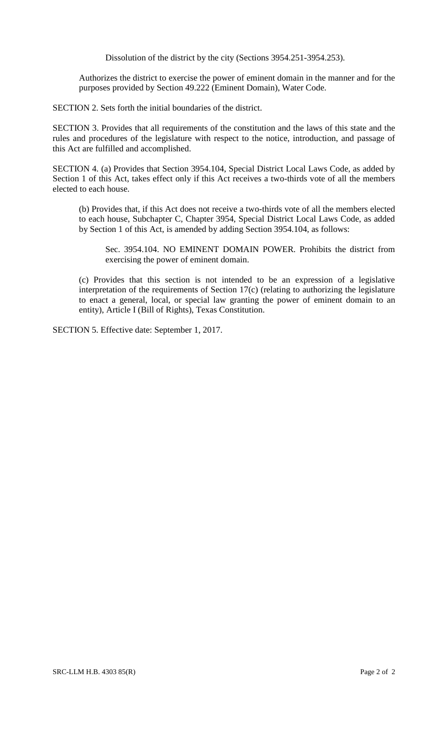Dissolution of the district by the city (Sections 3954.251-3954.253).

Authorizes the district to exercise the power of eminent domain in the manner and for the purposes provided by Section 49.222 (Eminent Domain), Water Code.

SECTION 2. Sets forth the initial boundaries of the district.

SECTION 3. Provides that all requirements of the constitution and the laws of this state and the rules and procedures of the legislature with respect to the notice, introduction, and passage of this Act are fulfilled and accomplished.

SECTION 4. (a) Provides that Section 3954.104, Special District Local Laws Code, as added by Section 1 of this Act, takes effect only if this Act receives a two-thirds vote of all the members elected to each house.

(b) Provides that, if this Act does not receive a two-thirds vote of all the members elected to each house, Subchapter C, Chapter 3954, Special District Local Laws Code, as added by Section 1 of this Act, is amended by adding Section 3954.104, as follows:

Sec. 3954.104. NO EMINENT DOMAIN POWER. Prohibits the district from exercising the power of eminent domain.

(c) Provides that this section is not intended to be an expression of a legislative interpretation of the requirements of Section 17(c) (relating to authorizing the legislature to enact a general, local, or special law granting the power of eminent domain to an entity), Article I (Bill of Rights), Texas Constitution.

SECTION 5. Effective date: September 1, 2017.